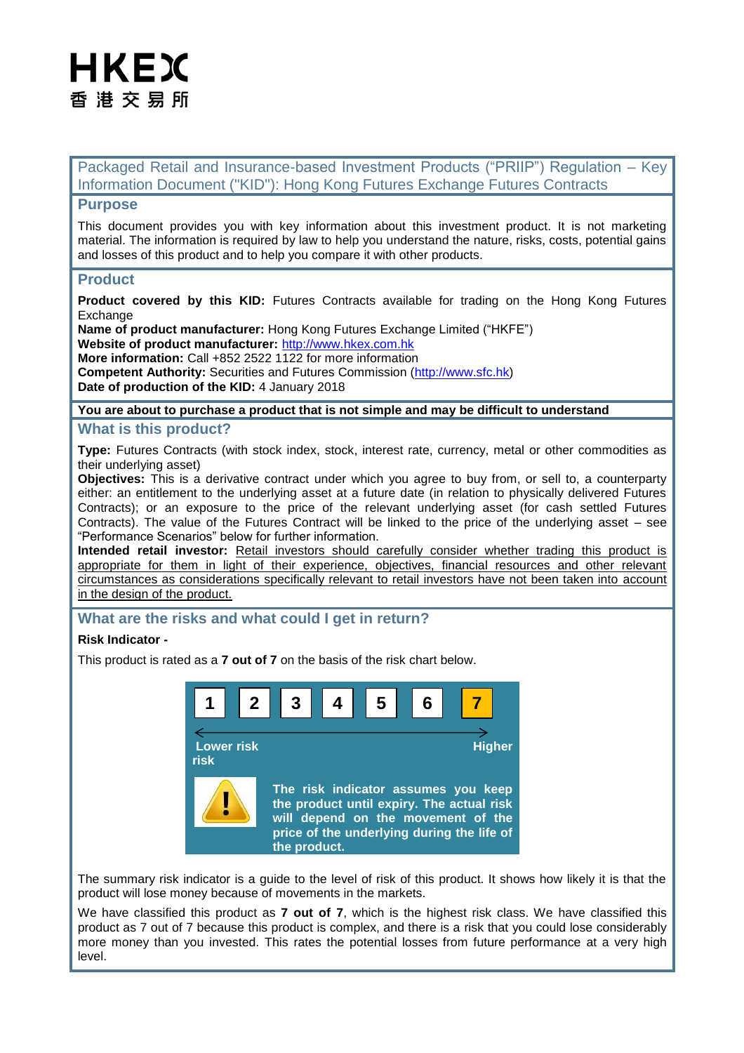HKEX
香港交易所

# Packaged Retail and Insurance-based Investment Products ("PRIIP") Regulation – Key Information Document ("KID"): Hong Kong Futures Exchange Futures Contracts

## Purpose

This document provides you with key information about this investment product. It is not marketing material. The information is required by law to help you understand the nature, risks, costs, potential gains and losses of this product and to help you compare it with other products.

## Product

**Product covered by this KID:** Futures Contracts available for trading on the Hong Kong Futures Exchange
**Name of product manufacturer:** Hong Kong Futures Exchange Limited ("HKFE")
**Website of product manufacturer:** http://www.hkex.com.hk
**More information:** Call +852 2522 1122 for more information
**Competent Authority:** Securities and Futures Commission (http://www.sfc.hk)
**Date of production of the KID:** 4 January 2018

**You are about to purchase a product that is not simple and may be difficult to understand**

## What is this product?

**Type:** Futures Contracts (with stock index, stock, interest rate, currency, metal or other commodities as their underlying asset)
**Objectives:** This is a derivative contract under which you agree to buy from, or sell to, a counterparty either: an entitlement to the underlying asset at a future date (in relation to physically delivered Futures Contracts); or an exposure to the price of the relevant underlying asset (for cash settled Futures Contracts). The value of the Futures Contract will be linked to the price of the underlying asset – see "Performance Scenarios" below for further information.
**Intended retail investor:** Retail investors should carefully consider whether trading this product is appropriate for them in light of their experience, objectives, financial resources and other relevant circumstances as considerations specifically relevant to retail investors have not been taken into account in the design of the product.

## What are the risks and what could I get in return?

**Risk Indicator -**

This product is rated as a **7 out of 7** on the basis of the risk chart below.

| 1 | 2 | 3 | 4 | 5 | 6 | **7** |
|---|---|---|---|---|---|---|

Lower risk ← → Higher risk

**The risk indicator assumes you keep the product until expiry. The actual risk will depend on the movement of the price of the underlying during the life of the product.**

The summary risk indicator is a guide to the level of risk of this product. It shows how likely it is that the product will lose money because of movements in the markets.

We have classified this product as **7 out of 7**, which is the highest risk class. We have classified this product as 7 out of 7 because this product is complex, and there is a risk that you could lose considerably more money than you invested. This rates the potential losses from future performance at a very high level.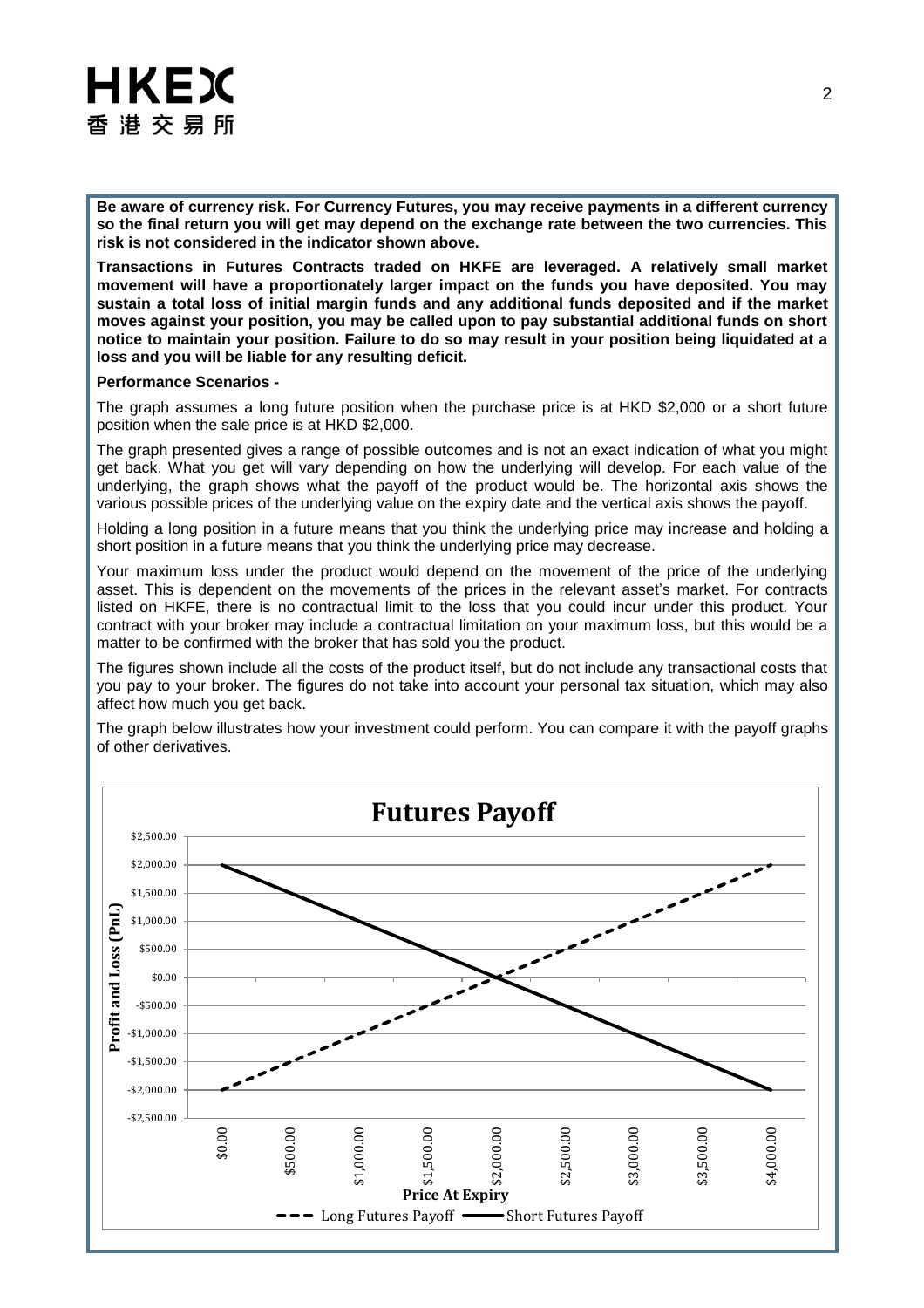**Be aware of currency risk. For Currency Futures, you may receive payments in a different currency so the final return you will get may depend on the exchange rate between the two currencies. This risk is not considered in the indicator shown above.**

**Transactions in Futures Contracts traded on HKFE are leveraged. A relatively small market movement will have a proportionately larger impact on the funds you have deposited. You may sustain a total loss of initial margin funds and any additional funds deposited and if the market moves against your position, you may be called upon to pay substantial additional funds on short notice to maintain your position. Failure to do so may result in your position being liquidated at a loss and you will be liable for any resulting deficit.**

**Performance Scenarios -**

The graph assumes a long future position when the purchase price is at HKD $2,000 or a short future position when the sale price is at HKD $2,000.

The graph presented gives a range of possible outcomes and is not an exact indication of what you might get back. What you get will vary depending on how the underlying will develop. For each value of the underlying, the graph shows what the payoff of the product would be. The horizontal axis shows the various possible prices of the underlying value on the expiry date and the vertical axis shows the payoff.

Holding a long position in a future means that you think the underlying price may increase and holding a short position in a future means that you think the underlying price may decrease.

Your maximum loss under the product would depend on the movement of the price of the underlying asset. This is dependent on the movements of the prices in the relevant asset's market. For contracts listed on HKFE, there is no contractual limit to the loss that you could incur under this product. Your contract with your broker may include a contractual limitation on your maximum loss, but this would be a matter to be confirmed with the broker that has sold you the product.

The figures shown include all the costs of the product itself, but do not include any transactional costs that you pay to your broker. The figures do not take into account your personal tax situation, which may also affect how much you get back.

The graph below illustrates how your investment could perform. You can compare it with the payoff graphs of other derivatives.

**Futures Payoff**

| Price At Expiry | Long Futures Payoff | Short Futures Payoff |
|---|---|---|
| $0.00 | -$2,000.00 | $2,000.00 |
| $500.00 | -$1,500.00 | $1,500.00 |
| $1,000.00 | -$1,000.00 | $1,000.00 |
| $1,500.00 | -$500.00 | $500.00 |
| $2,000.00 | $0.00 | $0.00 |
| $2,500.00 | $500.00 | -$500.00 |
| $3,000.00 | $1,000.00 | -$1,000.00 |
| $3,500.00 | $1,500.00 | -$1,500.00 |
| $4,000.00 | $2,000.00 | -$2,000.00 |

Profit and Loss (PnL) vs. Price At Expiry — Long Futures Payoff (dashed), Short Futures Payoff (solid)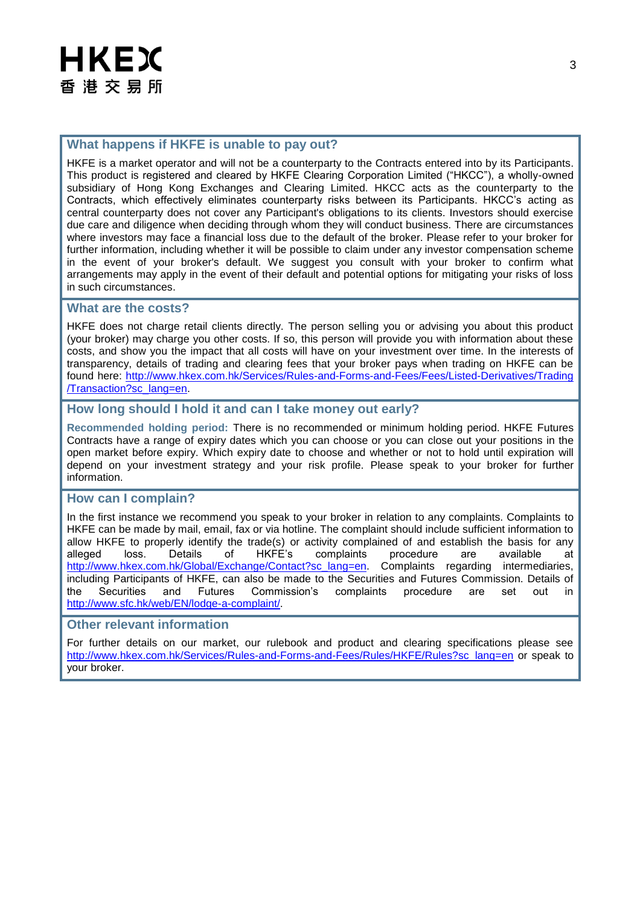## What happens if HKFE is unable to pay out?

HKFE is a market operator and will not be a counterparty to the Contracts entered into by its Participants. This product is registered and cleared by HKFE Clearing Corporation Limited ("HKCC"), a wholly-owned subsidiary of Hong Kong Exchanges and Clearing Limited. HKCC acts as the counterparty to the Contracts, which effectively eliminates counterparty risks between its Participants. HKCC's acting as central counterparty does not cover any Participant's obligations to its clients. Investors should exercise due care and diligence when deciding through whom they will conduct business. There are circumstances where investors may face a financial loss due to the default of the broker. Please refer to your broker for further information, including whether it will be possible to claim under any investor compensation scheme in the event of your broker's default. We suggest you consult with your broker to confirm what arrangements may apply in the event of their default and potential options for mitigating your risks of loss in such circumstances.

## What are the costs?

HKFE does not charge retail clients directly. The person selling you or advising you about this product (your broker) may charge you other costs. If so, this person will provide you with information about these costs, and show you the impact that all costs will have on your investment over time. In the interests of transparency, details of trading and clearing fees that your broker pays when trading on HKFE can be found here: [http://www.hkex.com.hk/Services/Rules-and-Forms-and-Fees/Fees/Listed-Derivatives/Trading/Transaction?sc_lang=en](http://www.hkex.com.hk/Services/Rules-and-Forms-and-Fees/Fees/Listed-Derivatives/Trading/Transaction?sc_lang=en).

## How long should I hold it and can I take money out early?

**Recommended holding period:** There is no recommended or minimum holding period. HKFE Futures Contracts have a range of expiry dates which you can choose or you can close out your positions in the open market before expiry. Which expiry date to choose and whether or not to hold until expiration will depend on your investment strategy and your risk profile. Please speak to your broker for further information.

## How can I complain?

In the first instance we recommend you speak to your broker in relation to any complaints. Complaints to HKFE can be made by mail, email, fax or via hotline. The complaint should include sufficient information to allow HKFE to properly identify the trade(s) or activity complained of and establish the basis for any alleged loss. Details of HKFE's complaints procedure are available at [http://www.hkex.com.hk/Global/Exchange/Contact?sc_lang=en](http://www.hkex.com.hk/Global/Exchange/Contact?sc_lang=en). Complaints regarding intermediaries, including Participants of HKFE, can also be made to the Securities and Futures Commission. Details of the Securities and Futures Commission's complaints procedure are set out in [http://www.sfc.hk/web/EN/lodge-a-complaint/](http://www.sfc.hk/web/EN/lodge-a-complaint/).

## Other relevant information

For further details on our market, our rulebook and product and clearing specifications please see [http://www.hkex.com.hk/Services/Rules-and-Forms-and-Fees/Rules/HKFE/Rules?sc_lang=en](http://www.hkex.com.hk/Services/Rules-and-Forms-and-Fees/Rules/HKFE/Rules?sc_lang=en) or speak to your broker.